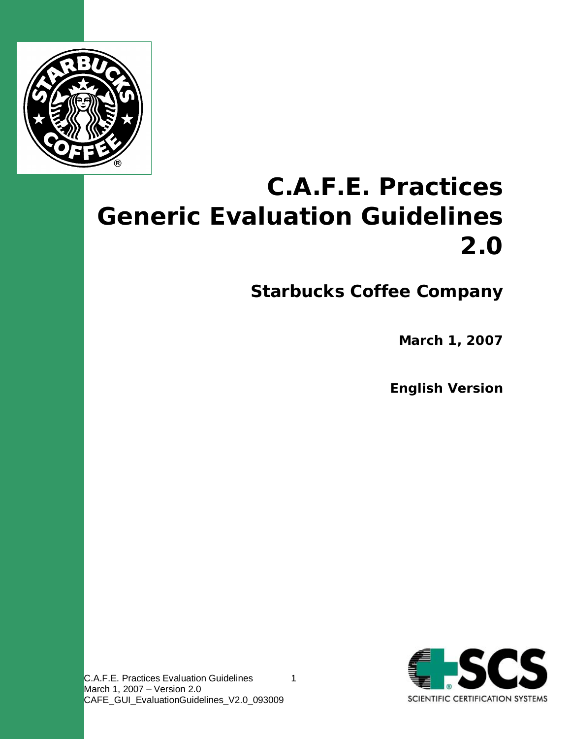# C.A.F.E. Practices Generic Evaluation Guidelines 2.0

## Starbucks Coffee Company

**March 1, 2007**

**English Version**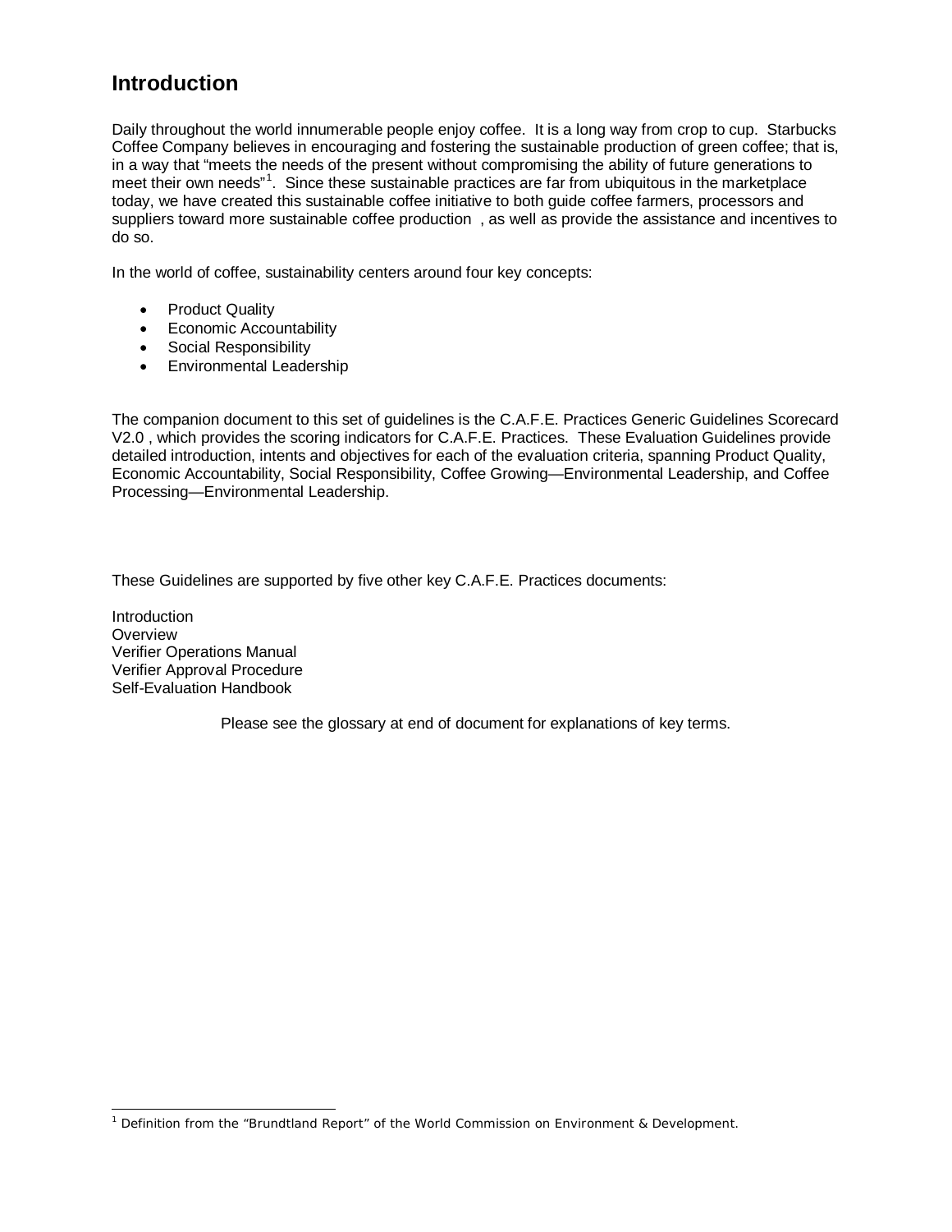## Introduction

Daily throughout the world innumerable people enjoy coffee. It is a long way from crop to cup. Starbucks Coffee Company believes in encouraging and fostering the sustainable production of green coffee; that is, in a way that "meets the needs of the present without compromising the ability of future generations to meet their own needs"[1]. Since these sustainable practices are far from ubiquitous in the marketplace today, we have created this sustainable coffee initiative to both guide coffee farmers, processors and suppliers toward more sustainable coffee production , as well as provide the assistance and incentives to do so.

In the world of coffee, sustainability centers around four key concepts:

- Product Quality
- Economic Accountability
- Social Responsibility
- Environmental Leadership

The companion document to this set of guidelines is the C.A.F.E. Practices Generic Guidelines Scorecard V2.0 , which provides the scoring indicators for C.A.F.E. Practices. These Evaluation Guidelines provide detailed introduction, intents and objectives for each of the evaluation criteria, spanning Product Quality, Economic Accountability, Social Responsibility, Coffee Growing—Environmental Leadership, and Coffee Processing—Environmental Leadership.

These Guidelines are supported by five other key C.A.F.E. Practices documents:

Introduction
Overview
Verifier Operations Manual
Verifier Approval Procedure
Self-Evaluation Handbook

Please see the glossary at end of document for explanations of key terms.

[1] *Definition from the "Brundtland Report" of the World Commission on Environment & Development.*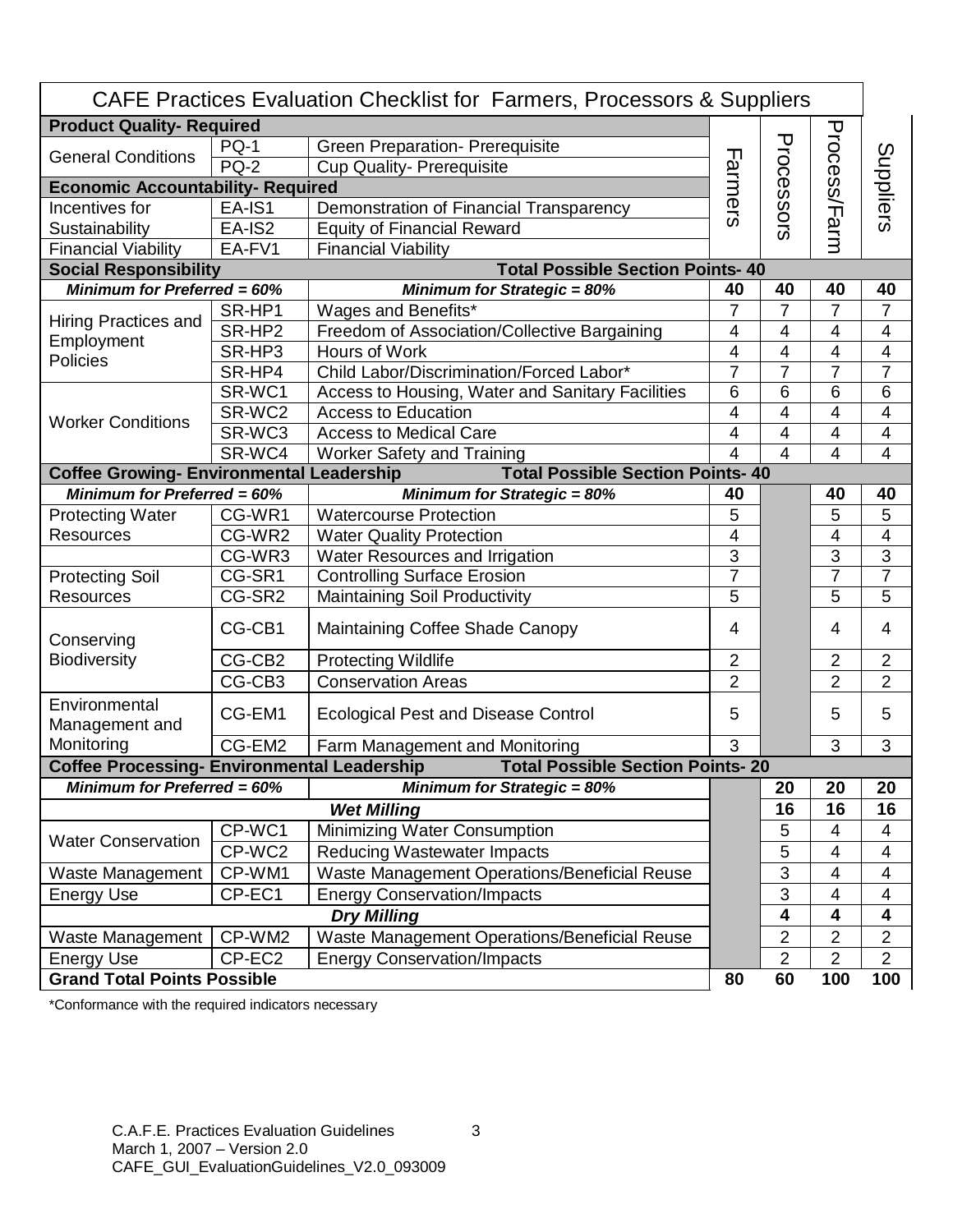| CAFE Practices Evaluation Checklist for Farmers, Processors & Suppliers | | | | | | |
|---|---|---|---|---|---|---|
| **Product Quality- Required** | | | Farmers | Processors | Process/Farm | Suppliers |
| General Conditions | PQ-1 | Green Preparation- Prerequisite | | | | |
| | PQ-2 | Cup Quality- Prerequisite | | | | |
| **Economic Accountability- Required** | | | | | | |
| Incentives for Sustainability | EA-IS1 | Demonstration of Financial Transparency | | | | |
| | EA-IS2 | Equity of Financial Reward | | | | |
| Financial Viability | EA-FV1 | Financial Viability | | | | |
| **Social Responsibility** | | **Total Possible Section Points- 40** | | | | |
| ***Minimum for Preferred = 60%*** | | ***Minimum for Strategic = 80%*** | **40** | **40** | **40** | **40** |
| Hiring Practices and Employment Policies | SR-HP1 | Wages and Benefits* | 7 | 7 | 7 | 7 |
| | SR-HP2 | Freedom of Association/Collective Bargaining | 4 | 4 | 4 | 4 |
| | SR-HP3 | Hours of Work | 4 | 4 | 4 | 4 |
| | SR-HP4 | Child Labor/Discrimination/Forced Labor* | 7 | 7 | 7 | 7 |
| Worker Conditions | SR-WC1 | Access to Housing, Water and Sanitary Facilities | 6 | 6 | 6 | 6 |
| | SR-WC2 | Access to Education | 4 | 4 | 4 | 4 |
| | SR-WC3 | Access to Medical Care | 4 | 4 | 4 | 4 |
| | SR-WC4 | Worker Safety and Training | 4 | 4 | 4 | 4 |
| **Coffee Growing- Environmental Leadership** | | **Total Possible Section Points- 40** | | | | |
| ***Minimum for Preferred = 60%*** | | ***Minimum for Strategic = 80%*** | **40** | | **40** | **40** |
| Protecting Water Resources | CG-WR1 | Watercourse Protection | 5 | | 5 | 5 |
| | CG-WR2 | Water Quality Protection | 4 | | 4 | 4 |
| | CG-WR3 | Water Resources and Irrigation | 3 | | 3 | 3 |
| Protecting Soil Resources | CG-SR1 | Controlling Surface Erosion | 7 | | 7 | 7 |
| | CG-SR2 | Maintaining Soil Productivity | 5 | | 5 | 5 |
| Conserving Biodiversity | CG-CB1 | Maintaining Coffee Shade Canopy | 4 | | 4 | 4 |
| | CG-CB2 | Protecting Wildlife | 2 | | 2 | 2 |
| | CG-CB3 | Conservation Areas | 2 | | 2 | 2 |
| Environmental Management and Monitoring | CG-EM1 | Ecological Pest and Disease Control | 5 | | 5 | 5 |
| | CG-EM2 | Farm Management and Monitoring | 3 | | 3 | 3 |
| **Coffee Processing- Environmental Leadership** | | **Total Possible Section Points- 20** | | | | |
| ***Minimum for Preferred = 60%*** | | ***Minimum for Strategic = 80%*** | | **20** | **20** | **20** |
| | | ***Wet Milling*** | | **16** | **16** | **16** |
| Water Conservation | CP-WC1 | Minimizing Water Consumption | | 5 | 4 | 4 |
| | CP-WC2 | Reducing Wastewater Impacts | | 5 | 4 | 4 |
| Waste Management | CP-WM1 | Waste Management Operations/Beneficial Reuse | | 3 | 4 | 4 |
| Energy Use | CP-EC1 | Energy Conservation/Impacts | | 3 | 4 | 4 |
| | | ***Dry Milling*** | | **4** | **4** | **4** |
| Waste Management | CP-WM2 | Waste Management Operations/Beneficial Reuse | | 2 | 2 | 2 |
| Energy Use | CP-EC2 | Energy Conservation/Impacts | | 2 | 2 | 2 |
| **Grand Total Points Possible** | | | **80** | **60** | **100** | **100** |

*Conformance with the required indicators necessary

C.A.F.E. Practices Evaluation Guidelines
March 1, 2007 – Version 2.0
CAFE_GUI_EvaluationGuidelines_V2.0_093009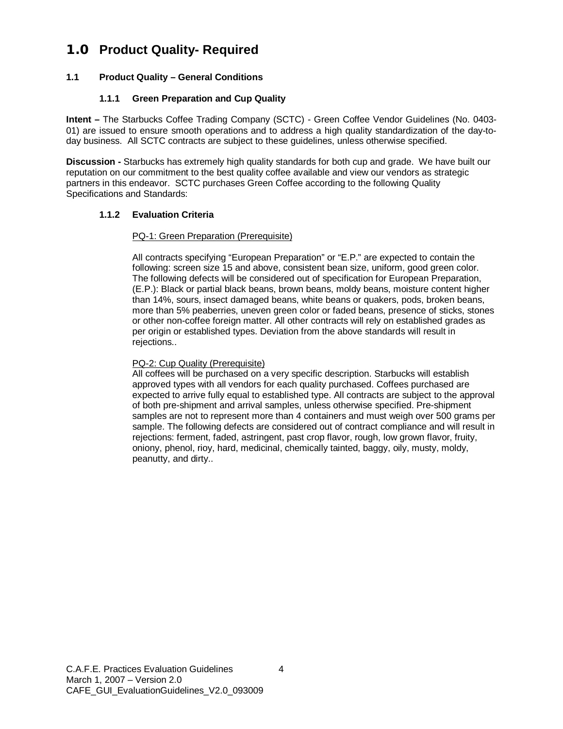# 1.0 Product Quality- Required

## 1.1 Product Quality – General Conditions

### 1.1.1 Green Preparation and Cup Quality

**Intent –** The Starbucks Coffee Trading Company (SCTC) - Green Coffee Vendor Guidelines (No. 0403-01) are issued to ensure smooth operations and to address a high quality standardization of the day-to-day business. All SCTC contracts are subject to these guidelines, unless otherwise specified.

**Discussion -** Starbucks has extremely high quality standards for both cup and grade. We have built our reputation on our commitment to the best quality coffee available and view our vendors as strategic partners in this endeavor. SCTC purchases Green Coffee according to the following Quality Specifications and Standards:

### 1.1.2 Evaluation Criteria

PQ-1: Green Preparation (Prerequisite)

All contracts specifying "European Preparation" or "E.P." are expected to contain the following: screen size 15 and above, consistent bean size, uniform, good green color. The following defects will be considered out of specification for European Preparation, (E.P.): Black or partial black beans, brown beans, moldy beans, moisture content higher than 14%, sours, insect damaged beans, white beans or quakers, pods, broken beans, more than 5% peaberries, uneven green color or faded beans, presence of sticks, stones or other non-coffee foreign matter. All other contracts will rely on established grades as per origin or established types. Deviation from the above standards will result in rejections..

PQ-2: Cup Quality (Prerequisite)

All coffees will be purchased on a very specific description. Starbucks will establish approved types with all vendors for each quality purchased. Coffees purchased are expected to arrive fully equal to established type. All contracts are subject to the approval of both pre-shipment and arrival samples, unless otherwise specified. Pre-shipment samples are not to represent more than 4 containers and must weigh over 500 grams per sample. The following defects are considered out of contract compliance and will result in rejections: ferment, faded, astringent, past crop flavor, rough, low grown flavor, fruity, oniony, phenol, rioy, hard, medicinal, chemically tainted, baggy, oily, musty, moldy, peanutty, and dirty..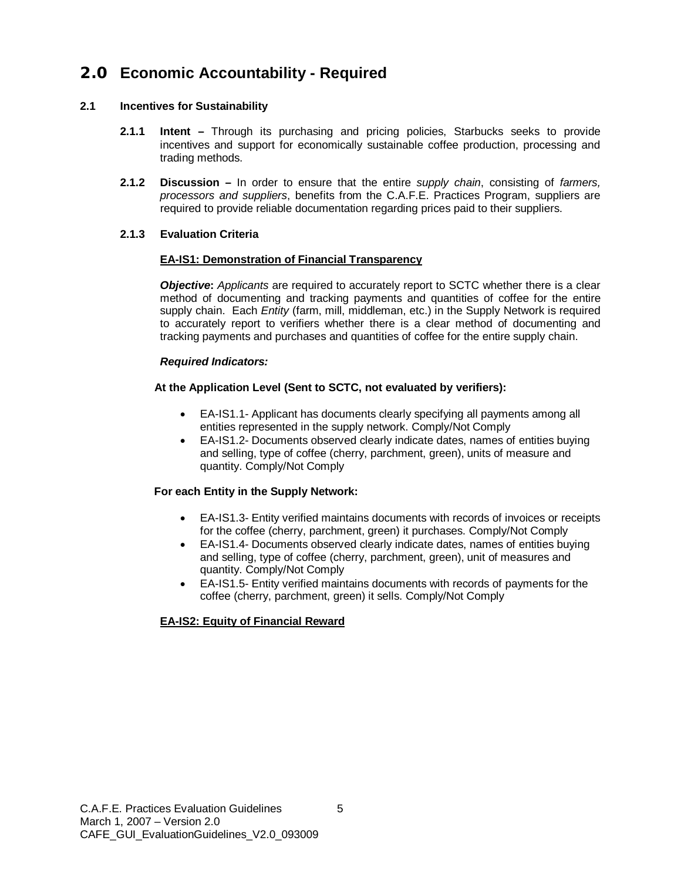# 2.0 Economic Accountability - Required

### 2.1 Incentives for Sustainability

**2.1.1 Intent –** Through its purchasing and pricing policies, Starbucks seeks to provide incentives and support for economically sustainable coffee production, processing and trading methods.

**2.1.2 Discussion –** In order to ensure that the entire *supply chain*, consisting of *farmers, processors and suppliers*, benefits from the C.A.F.E. Practices Program, suppliers are required to provide reliable documentation regarding prices paid to their suppliers.

#### 2.1.3 Evaluation Criteria

**EA-IS1: Demonstration of Financial Transparency**

***Objective*:** *Applicants* are required to accurately report to SCTC whether there is a clear method of documenting and tracking payments and quantities of coffee for the entire supply chain. Each *Entity* (farm, mill, middleman, etc.) in the Supply Network is required to accurately report to verifiers whether there is a clear method of documenting and tracking payments and purchases and quantities of coffee for the entire supply chain.

***Required Indicators:***

**At the Application Level (Sent to SCTC, not evaluated by verifiers):**

- EA-IS1.1- Applicant has documents clearly specifying all payments among all entities represented in the supply network. Comply/Not Comply
- EA-IS1.2- Documents observed clearly indicate dates, names of entities buying and selling, type of coffee (cherry, parchment, green), units of measure and quantity. Comply/Not Comply

**For each Entity in the Supply Network:**

- EA-IS1.3- Entity verified maintains documents with records of invoices or receipts for the coffee (cherry, parchment, green) it purchases. Comply/Not Comply
- EA-IS1.4- Documents observed clearly indicate dates, names of entities buying and selling, type of coffee (cherry, parchment, green), unit of measures and quantity. Comply/Not Comply
- EA-IS1.5- Entity verified maintains documents with records of payments for the coffee (cherry, parchment, green) it sells. Comply/Not Comply

**EA-IS2: Equity of Financial Reward**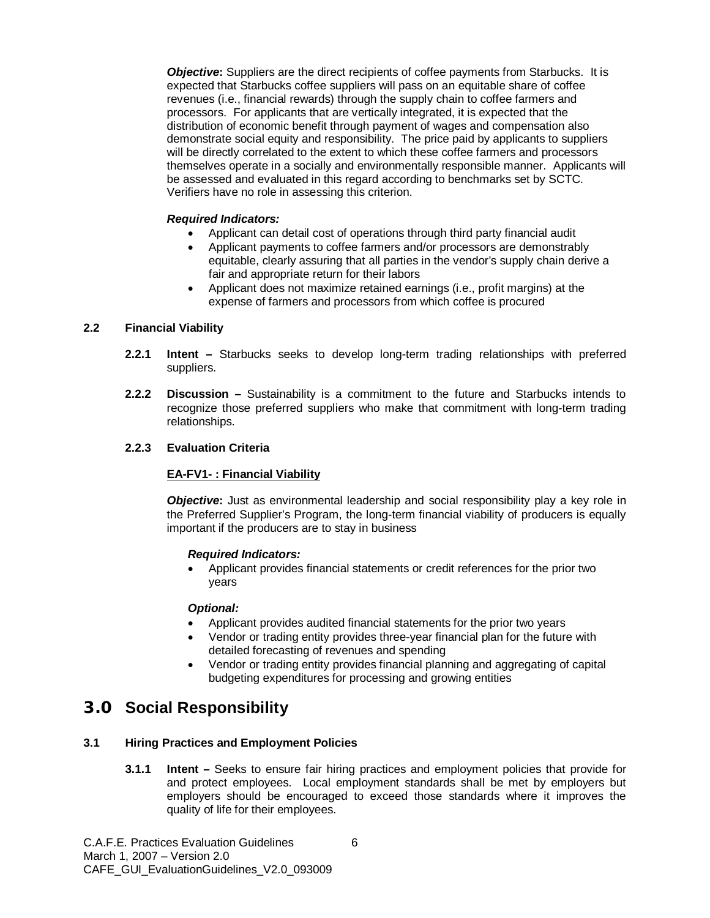***Objective*:** Suppliers are the direct recipients of coffee payments from Starbucks. It is expected that Starbucks coffee suppliers will pass on an equitable share of coffee revenues (i.e., financial rewards) through the supply chain to coffee farmers and processors. For applicants that are vertically integrated, it is expected that the distribution of economic benefit through payment of wages and compensation also demonstrate social equity and responsibility. The price paid by applicants to suppliers will be directly correlated to the extent to which these coffee farmers and processors themselves operate in a socially and environmentally responsible manner. Applicants will be assessed and evaluated in this regard according to benchmarks set by SCTC. Verifiers have no role in assessing this criterion.

***Required Indicators:***

- Applicant can detail cost of operations through third party financial audit
- Applicant payments to coffee farmers and/or processors are demonstrably equitable, clearly assuring that all parties in the vendor's supply chain derive a fair and appropriate return for their labors
- Applicant does not maximize retained earnings (i.e., profit margins) at the expense of farmers and processors from which coffee is procured

### 2.2 Financial Viability

**2.2.1 Intent –** Starbucks seeks to develop long-term trading relationships with preferred suppliers.

**2.2.2 Discussion –** Sustainability is a commitment to the future and Starbucks intends to recognize those preferred suppliers who make that commitment with long-term trading relationships.

**2.2.3 Evaluation Criteria**

**EA-FV1- : Financial Viability**

***Objective*:** Just as environmental leadership and social responsibility play a key role in the Preferred Supplier's Program, the long-term financial viability of producers is equally important if the producers are to stay in business

***Required Indicators:***

- Applicant provides financial statements or credit references for the prior two years

***Optional:***

- Applicant provides audited financial statements for the prior two years
- Vendor or trading entity provides three-year financial plan for the future with detailed forecasting of revenues and spending
- Vendor or trading entity provides financial planning and aggregating of capital budgeting expenditures for processing and growing entities

## 3.0 Social Responsibility

### 3.1 Hiring Practices and Employment Policies

**3.1.1 Intent –** Seeks to ensure fair hiring practices and employment policies that provide for and protect employees. Local employment standards shall be met by employers but employers should be encouraged to exceed those standards where it improves the quality of life for their employees.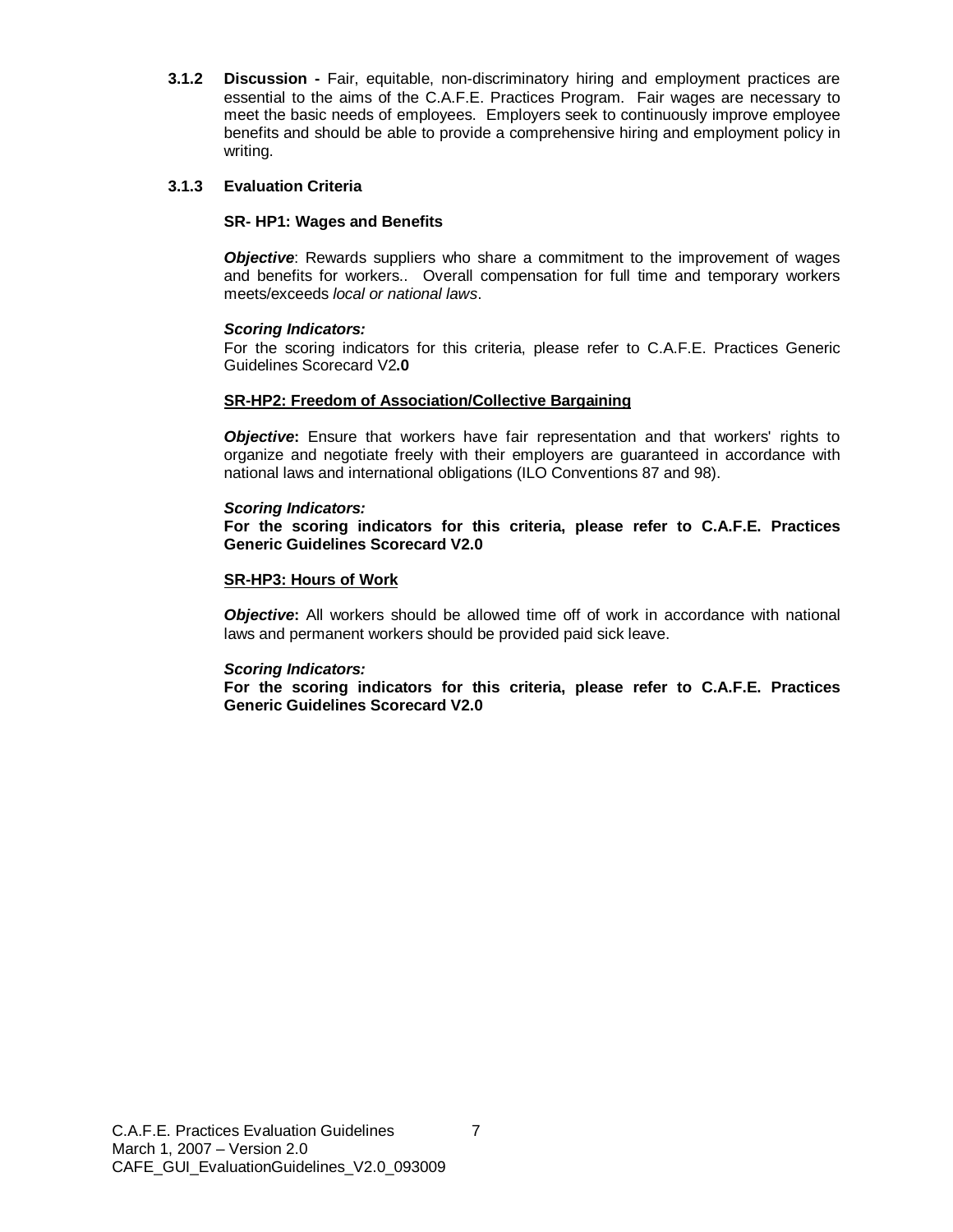**3.1.2 Discussion -** Fair, equitable, non-discriminatory hiring and employment practices are essential to the aims of the C.A.F.E. Practices Program. Fair wages are necessary to meet the basic needs of employees. Employers seek to continuously improve employee benefits and should be able to provide a comprehensive hiring and employment policy in writing.

### 3.1.3 Evaluation Criteria

**SR- HP1: Wages and Benefits**

***Objective***: Rewards suppliers who share a commitment to the improvement of wages and benefits for workers.. Overall compensation for full time and temporary workers meets/exceeds *local or national laws*.

***Scoring Indicators:***
For the scoring indicators for this criteria, please refer to C.A.F.E. Practices Generic Guidelines Scorecard V2**.0**

**SR-HP2: Freedom of Association/Collective Bargaining**

***Objective*****:** Ensure that workers have fair representation and that workers' rights to organize and negotiate freely with their employers are guaranteed in accordance with national laws and international obligations (ILO Conventions 87 and 98).

***Scoring Indicators:***
**For the scoring indicators for this criteria, please refer to C.A.F.E. Practices Generic Guidelines Scorecard V2.0**

**SR-HP3: Hours of Work**

***Objective*****:** All workers should be allowed time off of work in accordance with national laws and permanent workers should be provided paid sick leave.

***Scoring Indicators:***
**For the scoring indicators for this criteria, please refer to C.A.F.E. Practices Generic Guidelines Scorecard V2.0**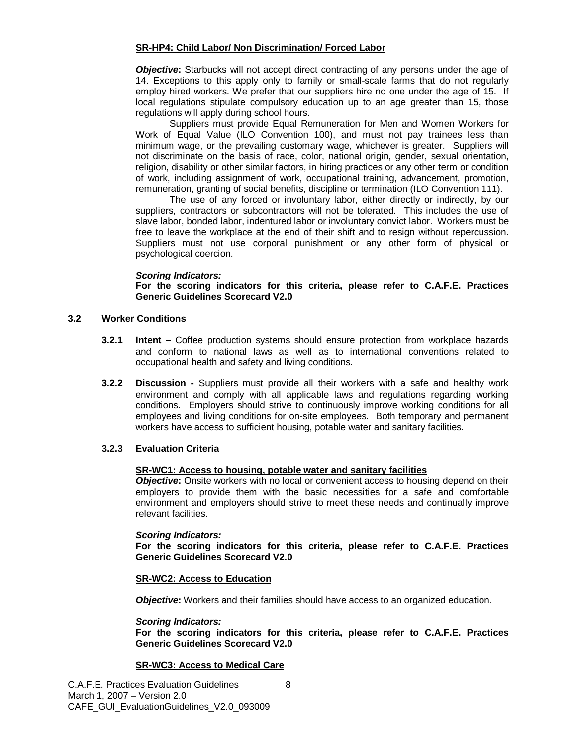**SR-HP4: Child Labor/ Non Discrimination/ Forced Labor**

***Objective*:** Starbucks will not accept direct contracting of any persons under the age of 14. Exceptions to this apply only to family or small-scale farms that do not regularly employ hired workers. We prefer that our suppliers hire no one under the age of 15. If local regulations stipulate compulsory education up to an age greater than 15, those regulations will apply during school hours.

Suppliers must provide Equal Remuneration for Men and Women Workers for Work of Equal Value (ILO Convention 100), and must not pay trainees less than minimum wage, or the prevailing customary wage, whichever is greater. Suppliers will not discriminate on the basis of race, color, national origin, gender, sexual orientation, religion, disability or other similar factors, in hiring practices or any other term or condition of work, including assignment of work, occupational training, advancement, promotion, remuneration, granting of social benefits, discipline or termination (ILO Convention 111).

The use of any forced or involuntary labor, either directly or indirectly, by our suppliers, contractors or subcontractors will not be tolerated. This includes the use of slave labor, bonded labor, indentured labor or involuntary convict labor. Workers must be free to leave the workplace at the end of their shift and to resign without repercussion. Suppliers must not use corporal punishment or any other form of physical or psychological coercion.

***Scoring Indicators:***
**For the scoring indicators for this criteria, please refer to C.A.F.E. Practices Generic Guidelines Scorecard V2.0**

### 3.2 Worker Conditions

**3.2.1 Intent –** Coffee production systems should ensure protection from workplace hazards and conform to national laws as well as to international conventions related to occupational health and safety and living conditions.

**3.2.2 Discussion -** Suppliers must provide all their workers with a safe and healthy work environment and comply with all applicable laws and regulations regarding working conditions. Employers should strive to continuously improve working conditions for all employees and living conditions for on-site employees. Both temporary and permanent workers have access to sufficient housing, potable water and sanitary facilities.

**3.2.3 Evaluation Criteria**

**SR-WC1: Access to housing, potable water and sanitary facilities**
***Objective*:** Onsite workers with no local or convenient access to housing depend on their employers to provide them with the basic necessities for a safe and comfortable environment and employers should strive to meet these needs and continually improve relevant facilities.

***Scoring Indicators:***
**For the scoring indicators for this criteria, please refer to C.A.F.E. Practices Generic Guidelines Scorecard V2.0**

**SR-WC2: Access to Education**

***Objective*:** Workers and their families should have access to an organized education.

***Scoring Indicators:***
**For the scoring indicators for this criteria, please refer to C.A.F.E. Practices Generic Guidelines Scorecard V2.0**

**SR-WC3: Access to Medical Care**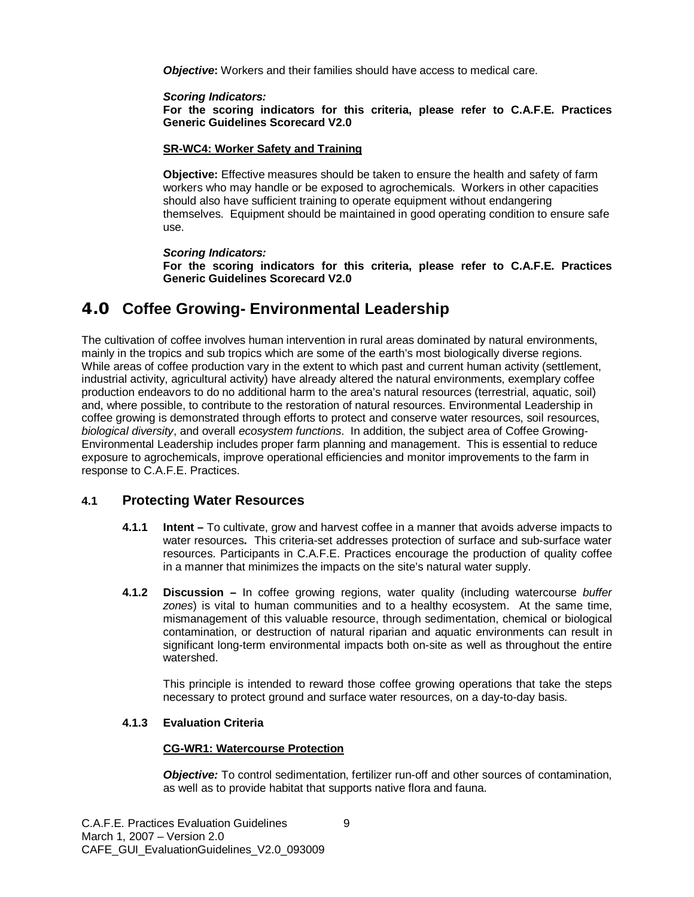***Objective*:** Workers and their families should have access to medical care.

***Scoring Indicators:***
**For the scoring indicators for this criteria, please refer to C.A.F.E. Practices Generic Guidelines Scorecard V2.0**

**SR-WC4: Worker Safety and Training**

**Objective:** Effective measures should be taken to ensure the health and safety of farm workers who may handle or be exposed to agrochemicals. Workers in other capacities should also have sufficient training to operate equipment without endangering themselves. Equipment should be maintained in good operating condition to ensure safe use.

***Scoring Indicators:***
**For the scoring indicators for this criteria, please refer to C.A.F.E. Practices Generic Guidelines Scorecard V2.0**

# 4.0 Coffee Growing- Environmental Leadership

The cultivation of coffee involves human intervention in rural areas dominated by natural environments, mainly in the tropics and sub tropics which are some of the earth's most biologically diverse regions. While areas of coffee production vary in the extent to which past and current human activity (settlement, industrial activity, agricultural activity) have already altered the natural environments, exemplary coffee production endeavors to do no additional harm to the area's natural resources (terrestrial, aquatic, soil) and, where possible, to contribute to the restoration of natural resources. Environmental Leadership in coffee growing is demonstrated through efforts to protect and conserve water resources, soil resources, *biological diversity*, and overall *ecosystem functions*. In addition, the subject area of Coffee Growing-Environmental Leadership includes proper farm planning and management. This is essential to reduce exposure to agrochemicals, improve operational efficiencies and monitor improvements to the farm in response to C.A.F.E. Practices.

## 4.1 Protecting Water Resources

**4.1.1 Intent –** To cultivate, grow and harvest coffee in a manner that avoids adverse impacts to water resources**.** This criteria-set addresses protection of surface and sub-surface water resources. Participants in C.A.F.E. Practices encourage the production of quality coffee in a manner that minimizes the impacts on the site's natural water supply.

**4.1.2 Discussion –** In coffee growing regions, water quality (including watercourse *buffer zones*) is vital to human communities and to a healthy ecosystem. At the same time, mismanagement of this valuable resource, through sedimentation, chemical or biological contamination, or destruction of natural riparian and aquatic environments can result in significant long-term environmental impacts both on-site as well as throughout the entire watershed.

This principle is intended to reward those coffee growing operations that take the steps necessary to protect ground and surface water resources, on a day-to-day basis.

**4.1.3 Evaluation Criteria**

**CG-WR1: Watercourse Protection**

***Objective:*** To control sedimentation, fertilizer run-off and other sources of contamination, as well as to provide habitat that supports native flora and fauna.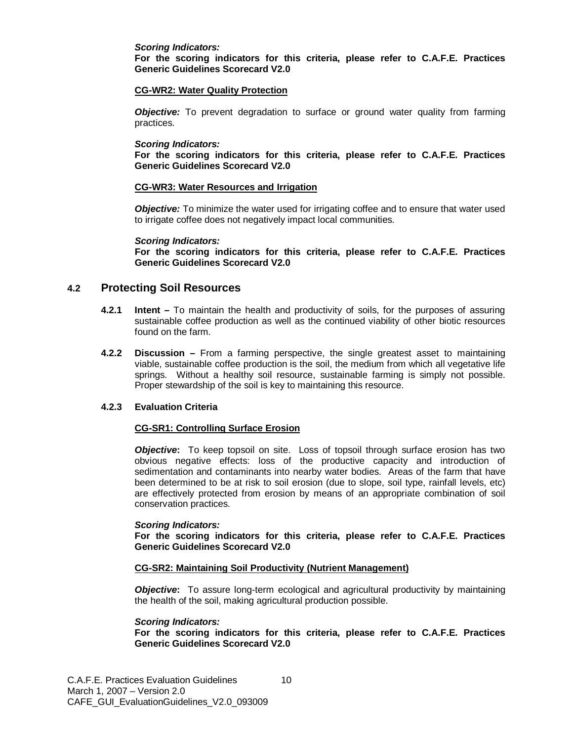***Scoring Indicators:***
**For the scoring indicators for this criteria, please refer to C.A.F.E. Practices Generic Guidelines Scorecard V2.0**

**CG-WR2: Water Quality Protection**

***Objective:*** To prevent degradation to surface or ground water quality from farming practices.

***Scoring Indicators:***
**For the scoring indicators for this criteria, please refer to C.A.F.E. Practices Generic Guidelines Scorecard V2.0**

**CG-WR3: Water Resources and Irrigation**

***Objective:*** To minimize the water used for irrigating coffee and to ensure that water used to irrigate coffee does not negatively impact local communities.

***Scoring Indicators:***
**For the scoring indicators for this criteria, please refer to C.A.F.E. Practices Generic Guidelines Scorecard V2.0**

## 4.2 Protecting Soil Resources

**4.2.1 Intent –** To maintain the health and productivity of soils, for the purposes of assuring sustainable coffee production as well as the continued viability of other biotic resources found on the farm.

**4.2.2 Discussion –** From a farming perspective, the single greatest asset to maintaining viable, sustainable coffee production is the soil, the medium from which all vegetative life springs. Without a healthy soil resource, sustainable farming is simply not possible. Proper stewardship of the soil is key to maintaining this resource.

**4.2.3 Evaluation Criteria**

**CG-SR1: Controlling Surface Erosion**

***Objective*:** To keep topsoil on site. Loss of topsoil through surface erosion has two obvious negative effects: loss of the productive capacity and introduction of sedimentation and contaminants into nearby water bodies. Areas of the farm that have been determined to be at risk to soil erosion (due to slope, soil type, rainfall levels, etc) are effectively protected from erosion by means of an appropriate combination of soil conservation practices.

***Scoring Indicators:***
**For the scoring indicators for this criteria, please refer to C.A.F.E. Practices Generic Guidelines Scorecard V2.0**

**CG-SR2: Maintaining Soil Productivity (Nutrient Management)**

***Objective*:** To assure long-term ecological and agricultural productivity by maintaining the health of the soil, making agricultural production possible.

***Scoring Indicators:***
**For the scoring indicators for this criteria, please refer to C.A.F.E. Practices Generic Guidelines Scorecard V2.0**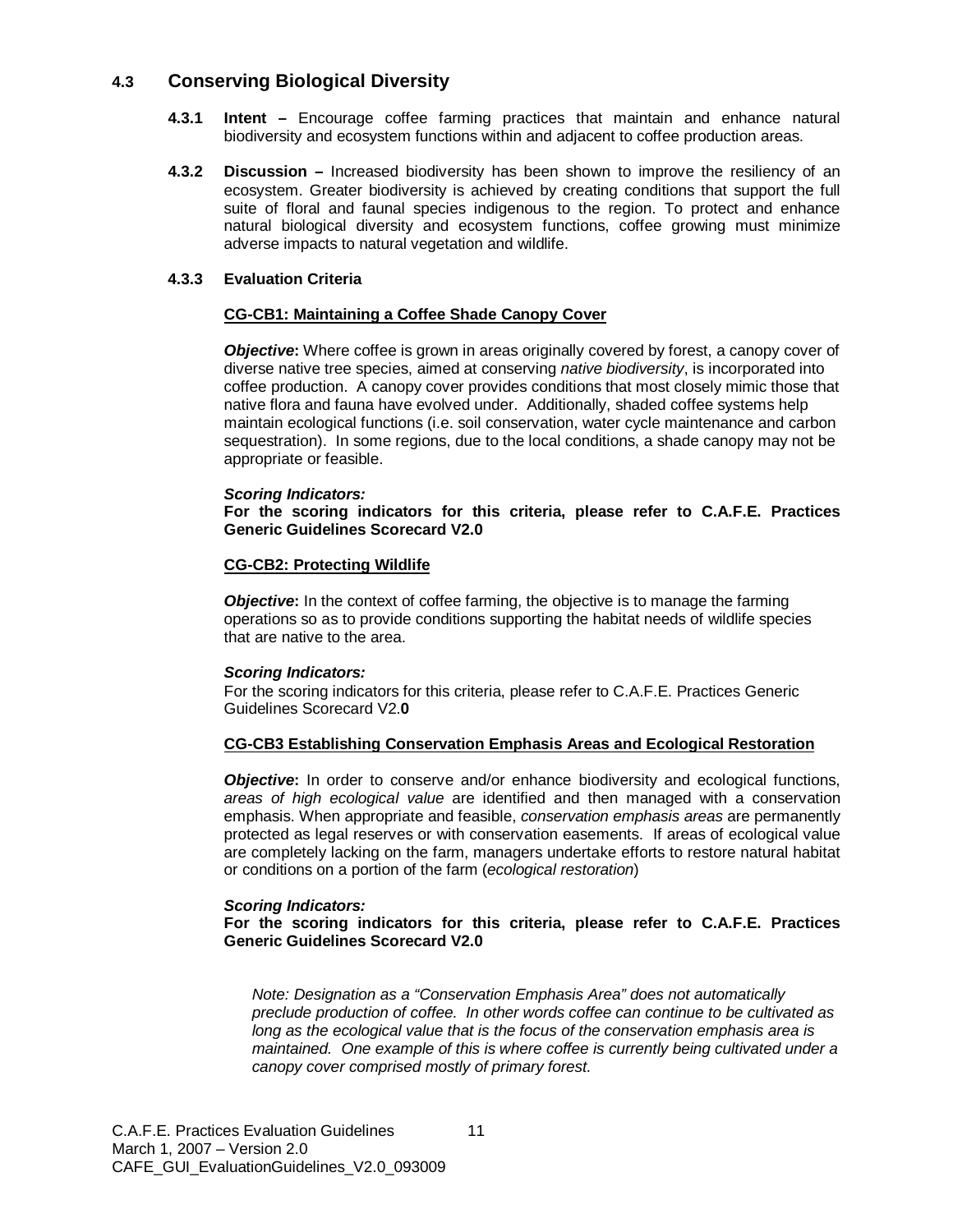## 4.3 Conserving Biological Diversity

**4.3.1 Intent –** Encourage coffee farming practices that maintain and enhance natural biodiversity and ecosystem functions within and adjacent to coffee production areas.

**4.3.2 Discussion –** Increased biodiversity has been shown to improve the resiliency of an ecosystem. Greater biodiversity is achieved by creating conditions that support the full suite of floral and faunal species indigenous to the region. To protect and enhance natural biological diversity and ecosystem functions, coffee growing must minimize adverse impacts to natural vegetation and wildlife.

**4.3.3 Evaluation Criteria**

**CG-CB1: Maintaining a Coffee Shade Canopy Cover**

***Objective*:** Where coffee is grown in areas originally covered by forest, a canopy cover of diverse native tree species, aimed at conserving *native biodiversity*, is incorporated into coffee production. A canopy cover provides conditions that most closely mimic those that native flora and fauna have evolved under. Additionally, shaded coffee systems help maintain ecological functions (i.e. soil conservation, water cycle maintenance and carbon sequestration). In some regions, due to the local conditions, a shade canopy may not be appropriate or feasible.

***Scoring Indicators:***
**For the scoring indicators for this criteria, please refer to C.A.F.E. Practices Generic Guidelines Scorecard V2.0**

**CG-CB2: Protecting Wildlife**

***Objective*:** In the context of coffee farming, the objective is to manage the farming operations so as to provide conditions supporting the habitat needs of wildlife species that are native to the area.

***Scoring Indicators:***
For the scoring indicators for this criteria, please refer to C.A.F.E. Practices Generic Guidelines Scorecard V2.**0**

**CG-CB3 Establishing Conservation Emphasis Areas and Ecological Restoration**

***Objective*:** In order to conserve and/or enhance biodiversity and ecological functions, *areas of high ecological value* are identified and then managed with a conservation emphasis. When appropriate and feasible, *conservation emphasis areas* are permanently protected as legal reserves or with conservation easements. If areas of ecological value are completely lacking on the farm, managers undertake efforts to restore natural habitat or conditions on a portion of the farm (*ecological restoration*)

***Scoring Indicators:***
**For the scoring indicators for this criteria, please refer to C.A.F.E. Practices Generic Guidelines Scorecard V2.0**

*Note: Designation as a "Conservation Emphasis Area" does not automatically preclude production of coffee. In other words coffee can continue to be cultivated as long as the ecological value that is the focus of the conservation emphasis area is maintained. One example of this is where coffee is currently being cultivated under a canopy cover comprised mostly of primary forest.*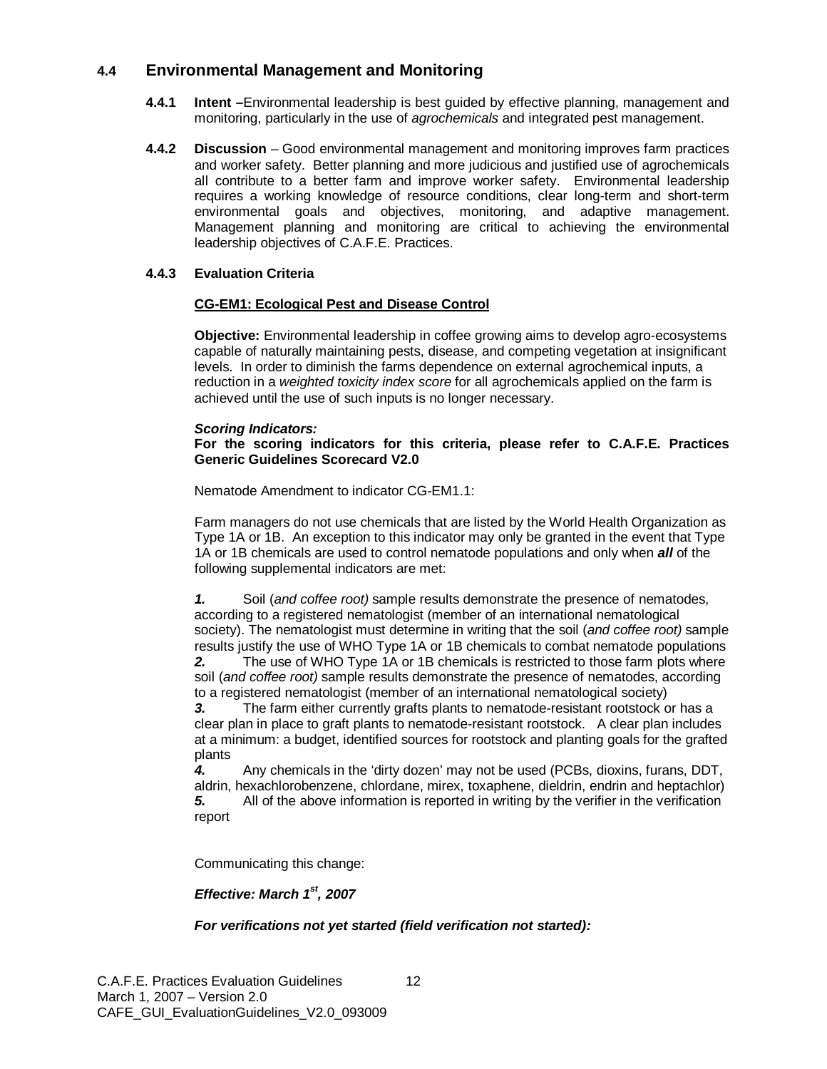## 4.4 Environmental Management and Monitoring

**4.4.1 Intent –**Environmental leadership is best guided by effective planning, management and monitoring, particularly in the use of *agrochemicals* and integrated pest management.

**4.4.2 Discussion** – Good environmental management and monitoring improves farm practices and worker safety. Better planning and more judicious and justified use of agrochemicals all contribute to a better farm and improve worker safety. Environmental leadership requires a working knowledge of resource conditions, clear long-term and short-term environmental goals and objectives, monitoring, and adaptive management. Management planning and monitoring are critical to achieving the environmental leadership objectives of C.A.F.E. Practices.

**4.4.3 Evaluation Criteria**

**CG-EM1: Ecological Pest and Disease Control**

**Objective:** Environmental leadership in coffee growing aims to develop agro-ecosystems capable of naturally maintaining pests, disease, and competing vegetation at insignificant levels. In order to diminish the farms dependence on external agrochemical inputs, a reduction in a *weighted toxicity index score* for all agrochemicals applied on the farm is achieved until the use of such inputs is no longer necessary.

***Scoring Indicators:***
**For the scoring indicators for this criteria, please refer to C.A.F.E. Practices Generic Guidelines Scorecard V2.0**

Nematode Amendment to indicator CG-EM1.1:

Farm managers do not use chemicals that are listed by the World Health Organization as Type 1A or 1B. An exception to this indicator may only be granted in the event that Type 1A or 1B chemicals are used to control nematode populations and only when ***all*** of the following supplemental indicators are met:

***1.*** Soil (*and coffee root)* sample results demonstrate the presence of nematodes, according to a registered nematologist (member of an international nematological society). The nematologist must determine in writing that the soil (*and coffee root)* sample results justify the use of WHO Type 1A or 1B chemicals to combat nematode populations
***2.*** The use of WHO Type 1A or 1B chemicals is restricted to those farm plots where soil (*and coffee root)* sample results demonstrate the presence of nematodes, according to a registered nematologist (member of an international nematological society)
***3.*** The farm either currently grafts plants to nematode-resistant rootstock or has a clear plan in place to graft plants to nematode-resistant rootstock. A clear plan includes at a minimum: a budget, identified sources for rootstock and planting goals for the grafted plants
***4.*** Any chemicals in the 'dirty dozen' may not be used (PCBs, dioxins, furans, DDT, aldrin, hexachlorobenzene, chlordane, mirex, toxaphene, dieldrin, endrin and heptachlor)
***5.*** All of the above information is reported in writing by the verifier in the verification report

Communicating this change:

***Effective: March 1st, 2007***

***For verifications not yet started (field verification not started):***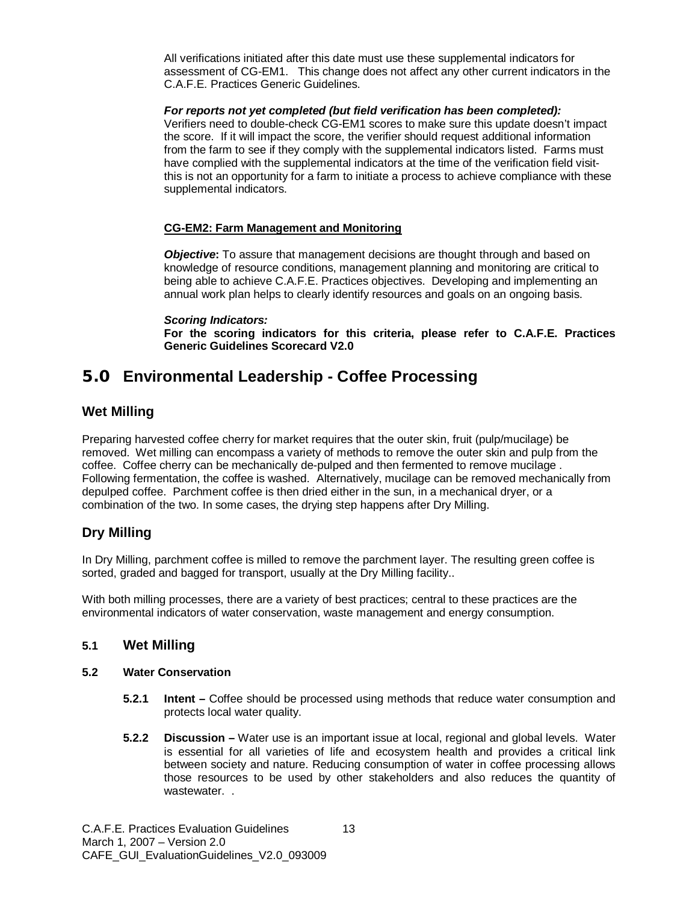All verifications initiated after this date must use these supplemental indicators for assessment of CG-EM1. This change does not affect any other current indicators in the C.A.F.E. Practices Generic Guidelines.

***For reports not yet completed (but field verification has been completed):***
Verifiers need to double-check CG-EM1 scores to make sure this update doesn't impact the score. If it will impact the score, the verifier should request additional information from the farm to see if they comply with the supplemental indicators listed. Farms must have complied with the supplemental indicators at the time of the verification field visit- this is not an opportunity for a farm to initiate a process to achieve compliance with these supplemental indicators.

**CG-EM2: Farm Management and Monitoring**

***Objective*:** To assure that management decisions are thought through and based on knowledge of resource conditions, management planning and monitoring are critical to being able to achieve C.A.F.E. Practices objectives. Developing and implementing an annual work plan helps to clearly identify resources and goals on an ongoing basis.

***Scoring Indicators:***
**For the scoring indicators for this criteria, please refer to C.A.F.E. Practices Generic Guidelines Scorecard V2.0**

# 5.0 Environmental Leadership - Coffee Processing

## Wet Milling

Preparing harvested coffee cherry for market requires that the outer skin, fruit (pulp/mucilage) be removed. Wet milling can encompass a variety of methods to remove the outer skin and pulp from the coffee. Coffee cherry can be mechanically de-pulped and then fermented to remove mucilage . Following fermentation, the coffee is washed. Alternatively, mucilage can be removed mechanically from depulped coffee. Parchment coffee is then dried either in the sun, in a mechanical dryer, or a combination of the two. In some cases, the drying step happens after Dry Milling.

## Dry Milling

In Dry Milling, parchment coffee is milled to remove the parchment layer. The resulting green coffee is sorted, graded and bagged for transport, usually at the Dry Milling facility..

With both milling processes, there are a variety of best practices; central to these practices are the environmental indicators of water conservation, waste management and energy consumption.

### 5.1 Wet Milling

#### 5.2 Water Conservation

**5.2.1 Intent –** Coffee should be processed using methods that reduce water consumption and protects local water quality.

**5.2.2 Discussion –** Water use is an important issue at local, regional and global levels. Water is essential for all varieties of life and ecosystem health and provides a critical link between society and nature. Reducing consumption of water in coffee processing allows those resources to be used by other stakeholders and also reduces the quantity of wastewater. .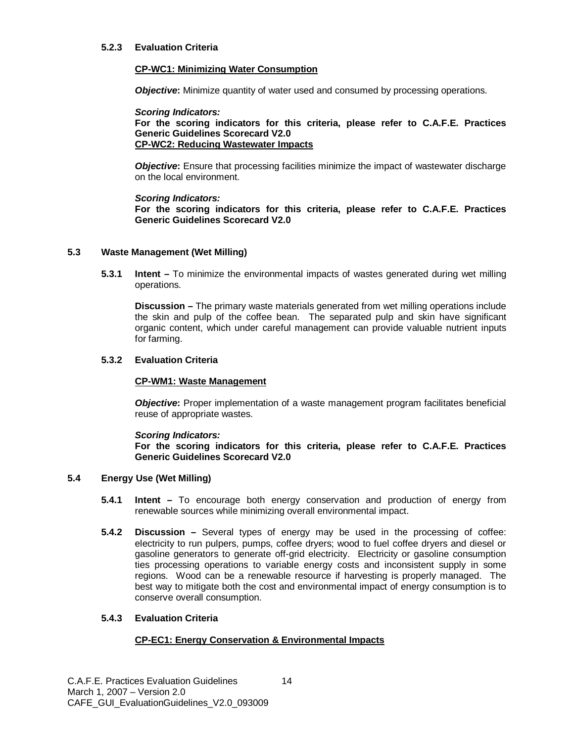#### 5.2.3 Evaluation Criteria

**CP-WC1: Minimizing Water Consumption**

***Objective*:** Minimize quantity of water used and consumed by processing operations.

***Scoring Indicators:***
**For the scoring indicators for this criteria, please refer to C.A.F.E. Practices Generic Guidelines Scorecard V2.0**

**CP-WC2: Reducing Wastewater Impacts**

***Objective*:** Ensure that processing facilities minimize the impact of wastewater discharge on the local environment.

***Scoring Indicators:***
**For the scoring indicators for this criteria, please refer to C.A.F.E. Practices Generic Guidelines Scorecard V2.0**

### 5.3 Waste Management (Wet Milling)

**5.3.1 Intent –** To minimize the environmental impacts of wastes generated during wet milling operations.

**Discussion –** The primary waste materials generated from wet milling operations include the skin and pulp of the coffee bean. The separated pulp and skin have significant organic content, which under careful management can provide valuable nutrient inputs for farming.

#### 5.3.2 Evaluation Criteria

**CP-WM1: Waste Management**

***Objective*:** Proper implementation of a waste management program facilitates beneficial reuse of appropriate wastes.

***Scoring Indicators:***
**For the scoring indicators for this criteria, please refer to C.A.F.E. Practices Generic Guidelines Scorecard V2.0**

### 5.4 Energy Use (Wet Milling)

**5.4.1 Intent –** To encourage both energy conservation and production of energy from renewable sources while minimizing overall environmental impact.

**5.4.2 Discussion –** Several types of energy may be used in the processing of coffee: electricity to run pulpers, pumps, coffee dryers; wood to fuel coffee dryers and diesel or gasoline generators to generate off-grid electricity. Electricity or gasoline consumption ties processing operations to variable energy costs and inconsistent supply in some regions. Wood can be a renewable resource if harvesting is properly managed. The best way to mitigate both the cost and environmental impact of energy consumption is to conserve overall consumption.

#### 5.4.3 Evaluation Criteria

**CP-EC1: Energy Conservation & Environmental Impacts**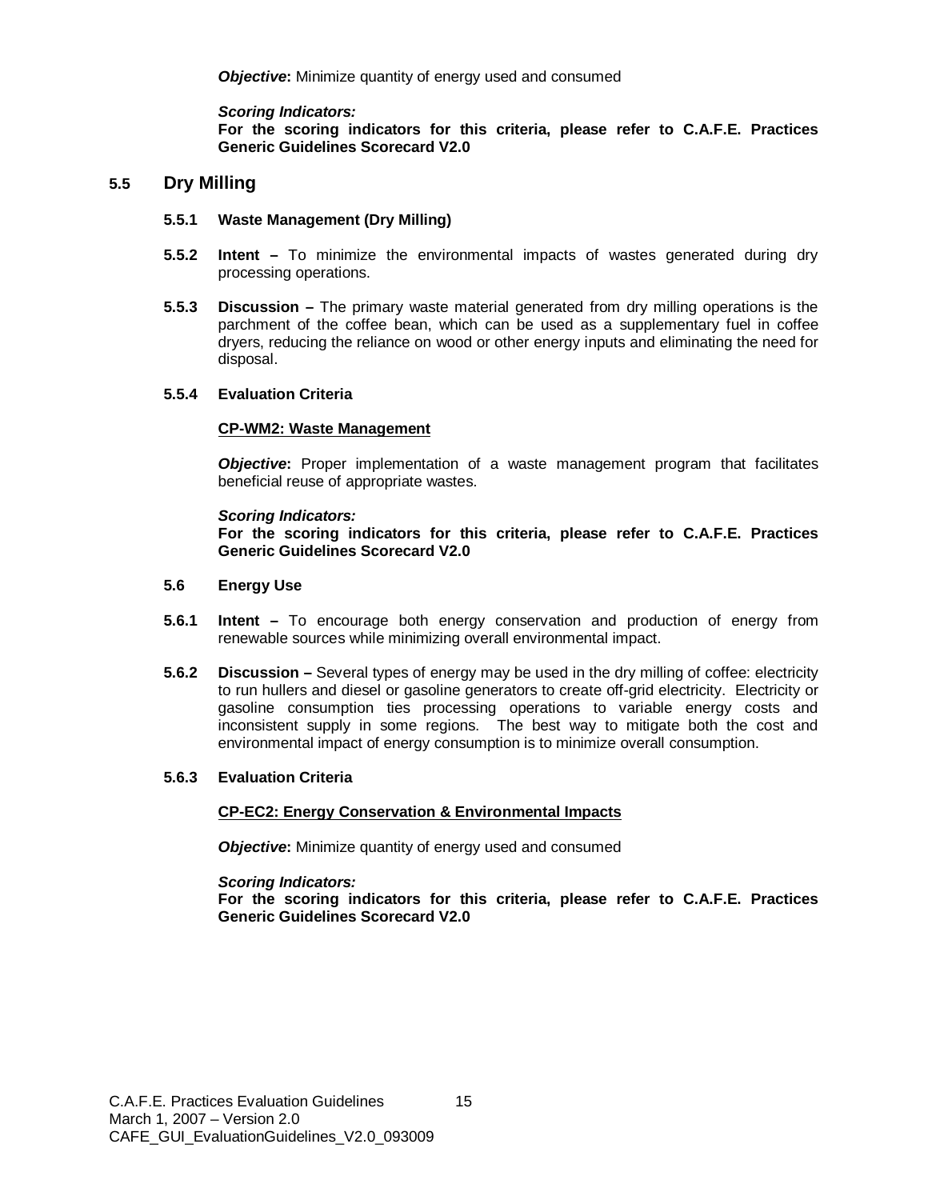***Objective*:** Minimize quantity of energy used and consumed

***Scoring Indicators:***
**For the scoring indicators for this criteria, please refer to C.A.F.E. Practices Generic Guidelines Scorecard V2.0**

## 5.5 Dry Milling

**5.5.1 Waste Management (Dry Milling)**

**5.5.2 Intent –** To minimize the environmental impacts of wastes generated during dry processing operations.

**5.5.3 Discussion –** The primary waste material generated from dry milling operations is the parchment of the coffee bean, which can be used as a supplementary fuel in coffee dryers, reducing the reliance on wood or other energy inputs and eliminating the need for disposal.

**5.5.4 Evaluation Criteria**

**CP-WM2: Waste Management**

***Objective*:** Proper implementation of a waste management program that facilitates beneficial reuse of appropriate wastes.

***Scoring Indicators:***
**For the scoring indicators for this criteria, please refer to C.A.F.E. Practices Generic Guidelines Scorecard V2.0**

**5.6 Energy Use**

**5.6.1 Intent –** To encourage both energy conservation and production of energy from renewable sources while minimizing overall environmental impact.

**5.6.2 Discussion –** Several types of energy may be used in the dry milling of coffee: electricity to run hullers and diesel or gasoline generators to create off-grid electricity. Electricity or gasoline consumption ties processing operations to variable energy costs and inconsistent supply in some regions. The best way to mitigate both the cost and environmental impact of energy consumption is to minimize overall consumption.

**5.6.3 Evaluation Criteria**

**CP-EC2: Energy Conservation & Environmental Impacts**

***Objective*:** Minimize quantity of energy used and consumed

***Scoring Indicators:***
**For the scoring indicators for this criteria, please refer to C.A.F.E. Practices Generic Guidelines Scorecard V2.0**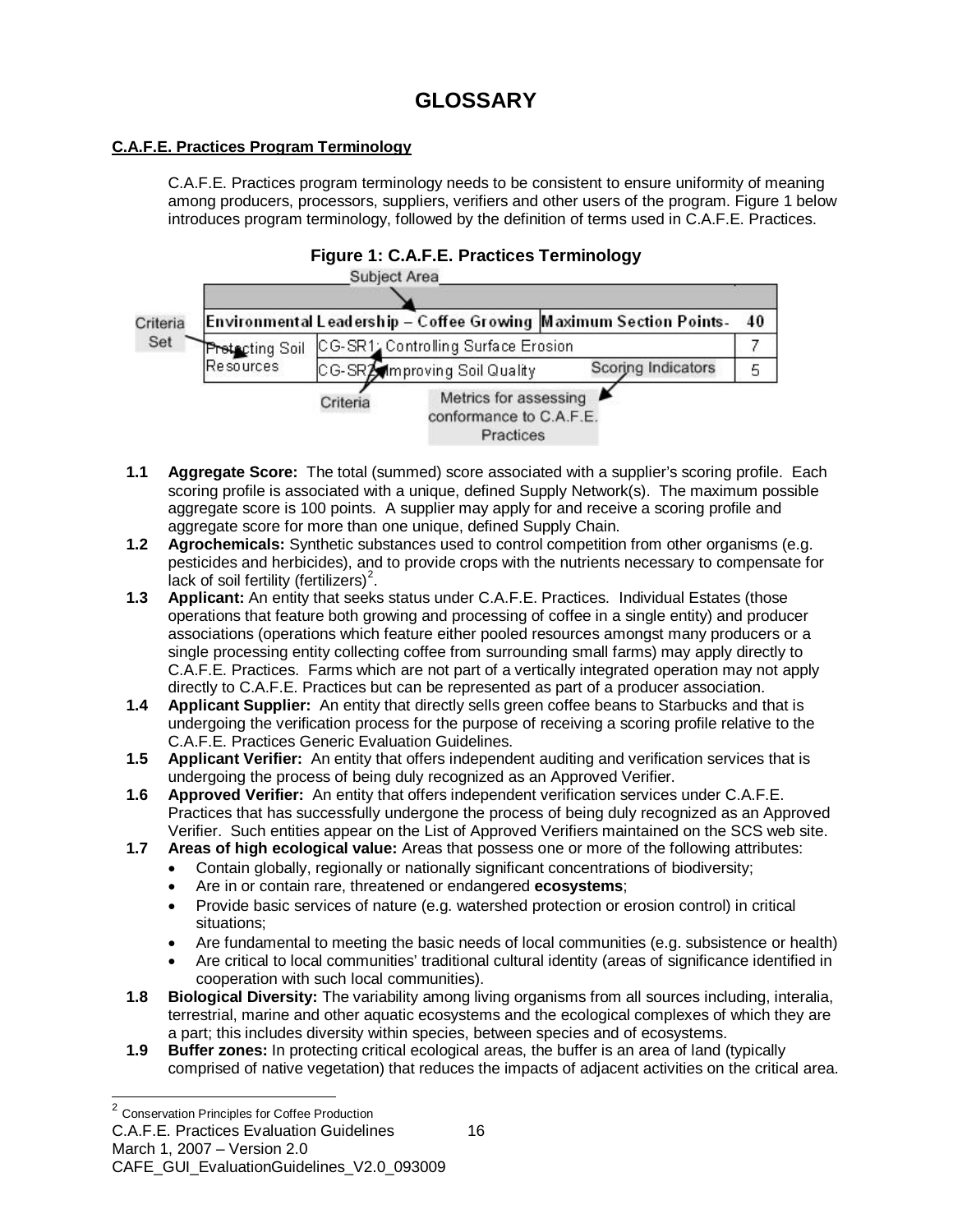# GLOSSARY

**C.A.F.E. Practices Program Terminology**

C.A.F.E. Practices program terminology needs to be consistent to ensure uniformity of meaning among producers, processors, suppliers, verifiers and other users of the program. Figure 1 below introduces program terminology, followed by the definition of terms used in C.A.F.E. Practices.

**Figure 1: C.A.F.E. Practices Terminology**

| Environmental Leadership – Coffee Growing | | Maximum Section Points- | 40 |
|---|---|---|---|
| Protecting Soil Resources | CG-SR1: Controlling Surface Erosion | | 7 |
| | CG-SR2: Improving Soil Quality | | 5 |

Labels: Subject Area; Criteria Set; Criteria; Scoring Indicators; Metrics for assessing conformance to C.A.F.E. Practices

**1.1 Aggregate Score:** The total (summed) score associated with a supplier's scoring profile. Each scoring profile is associated with a unique, defined Supply Network(s). The maximum possible aggregate score is 100 points. A supplier may apply for and receive a scoring profile and aggregate score for more than one unique, defined Supply Chain.

**1.2 Agrochemicals:** Synthetic substances used to control competition from other organisms (e.g. pesticides and herbicides), and to provide crops with the nutrients necessary to compensate for lack of soil fertility (fertilizers)[2].

**1.3 Applicant:** An entity that seeks status under C.A.F.E. Practices. Individual Estates (those operations that feature both growing and processing of coffee in a single entity) and producer associations (operations which feature either pooled resources amongst many producers or a single processing entity collecting coffee from surrounding small farms) may apply directly to C.A.F.E. Practices. Farms which are not part of a vertically integrated operation may not apply directly to C.A.F.E. Practices but can be represented as part of a producer association.

**1.4 Applicant Supplier:** An entity that directly sells green coffee beans to Starbucks and that is undergoing the verification process for the purpose of receiving a scoring profile relative to the C.A.F.E. Practices Generic Evaluation Guidelines.

**1.5 Applicant Verifier:** An entity that offers independent auditing and verification services that is undergoing the process of being duly recognized as an Approved Verifier.

**1.6 Approved Verifier:** An entity that offers independent verification services under C.A.F.E. Practices that has successfully undergone the process of being duly recognized as an Approved Verifier. Such entities appear on the List of Approved Verifiers maintained on the SCS web site.

**1.7 Areas of high ecological value:** Areas that possess one or more of the following attributes:

- Contain globally, regionally or nationally significant concentrations of biodiversity;
- Are in or contain rare, threatened or endangered **ecosystems**;
- Provide basic services of nature (e.g. watershed protection or erosion control) in critical situations;
- Are fundamental to meeting the basic needs of local communities (e.g. subsistence or health)
- Are critical to local communities' traditional cultural identity (areas of significance identified in cooperation with such local communities).

**1.8 Biological Diversity:** The variability among living organisms from all sources including, interalia, terrestrial, marine and other aquatic ecosystems and the ecological complexes of which they are a part; this includes diversity within species, between species and of ecosystems.

**1.9 Buffer zones:** In protecting critical ecological areas, the buffer is an area of land (typically comprised of native vegetation) that reduces the impacts of adjacent activities on the critical area.

---

[2] Conservation Principles for Coffee Production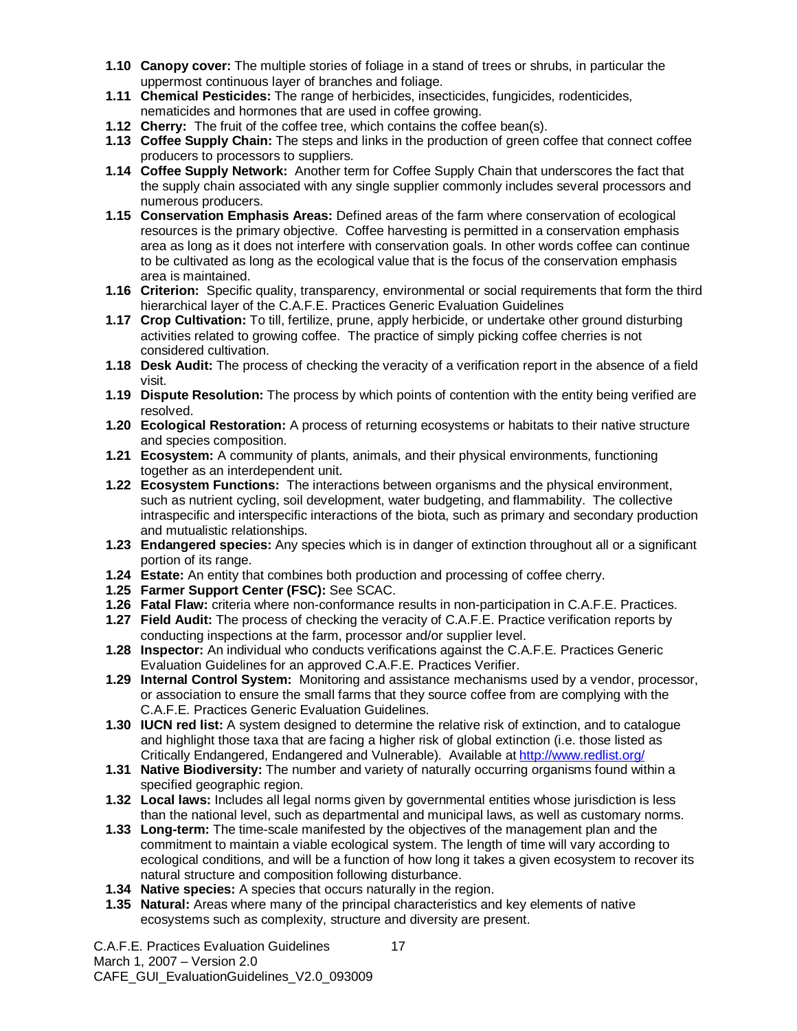- **1.10 Canopy cover:** The multiple stories of foliage in a stand of trees or shrubs, in particular the uppermost continuous layer of branches and foliage.
- **1.11 Chemical Pesticides:** The range of herbicides, insecticides, fungicides, rodenticides, nematicides and hormones that are used in coffee growing.
- **1.12 Cherry:** The fruit of the coffee tree, which contains the coffee bean(s).
- **1.13 Coffee Supply Chain:** The steps and links in the production of green coffee that connect coffee producers to processors to suppliers.
- **1.14 Coffee Supply Network:** Another term for Coffee Supply Chain that underscores the fact that the supply chain associated with any single supplier commonly includes several processors and numerous producers.
- **1.15 Conservation Emphasis Areas:** Defined areas of the farm where conservation of ecological resources is the primary objective. Coffee harvesting is permitted in a conservation emphasis area as long as it does not interfere with conservation goals. In other words coffee can continue to be cultivated as long as the ecological value that is the focus of the conservation emphasis area is maintained.
- **1.16 Criterion:** Specific quality, transparency, environmental or social requirements that form the third hierarchical layer of the C.A.F.E. Practices Generic Evaluation Guidelines
- **1.17 Crop Cultivation:** To till, fertilize, prune, apply herbicide, or undertake other ground disturbing activities related to growing coffee. The practice of simply picking coffee cherries is not considered cultivation.
- **1.18 Desk Audit:** The process of checking the veracity of a verification report in the absence of a field visit.
- **1.19 Dispute Resolution:** The process by which points of contention with the entity being verified are resolved.
- **1.20 Ecological Restoration:** A process of returning ecosystems or habitats to their native structure and species composition.
- **1.21 Ecosystem:** A community of plants, animals, and their physical environments, functioning together as an interdependent unit.
- **1.22 Ecosystem Functions:** The interactions between organisms and the physical environment, such as nutrient cycling, soil development, water budgeting, and flammability. The collective intraspecific and interspecific interactions of the biota, such as primary and secondary production and mutualistic relationships.
- **1.23 Endangered species:** Any species which is in danger of extinction throughout all or a significant portion of its range.
- **1.24 Estate:** An entity that combines both production and processing of coffee cherry.
- **1.25 Farmer Support Center (FSC):** See SCAC.
- **1.26 Fatal Flaw:** criteria where non-conformance results in non-participation in C.A.F.E. Practices.
- **1.27 Field Audit:** The process of checking the veracity of C.A.F.E. Practice verification reports by conducting inspections at the farm, processor and/or supplier level.
- **1.28 Inspector:** An individual who conducts verifications against the C.A.F.E. Practices Generic Evaluation Guidelines for an approved C.A.F.E. Practices Verifier.
- **1.29 Internal Control System:** Monitoring and assistance mechanisms used by a vendor, processor, or association to ensure the small farms that they source coffee from are complying with the C.A.F.E. Practices Generic Evaluation Guidelines.
- **1.30 IUCN red list:** A system designed to determine the relative risk of extinction, and to catalogue and highlight those taxa that are facing a higher risk of global extinction (i.e. those listed as Critically Endangered, Endangered and Vulnerable). Available at [http://www.redlist.org/](http://www.redlist.org/)
- **1.31 Native Biodiversity:** The number and variety of naturally occurring organisms found within a specified geographic region.
- **1.32 Local laws:** Includes all legal norms given by governmental entities whose jurisdiction is less than the national level, such as departmental and municipal laws, as well as customary norms.
- **1.33 Long-term:** The time-scale manifested by the objectives of the management plan and the commitment to maintain a viable ecological system. The length of time will vary according to ecological conditions, and will be a function of how long it takes a given ecosystem to recover its natural structure and composition following disturbance.
- **1.34 Native species:** A species that occurs naturally in the region.
- **1.35 Natural:** Areas where many of the principal characteristics and key elements of native ecosystems such as complexity, structure and diversity are present.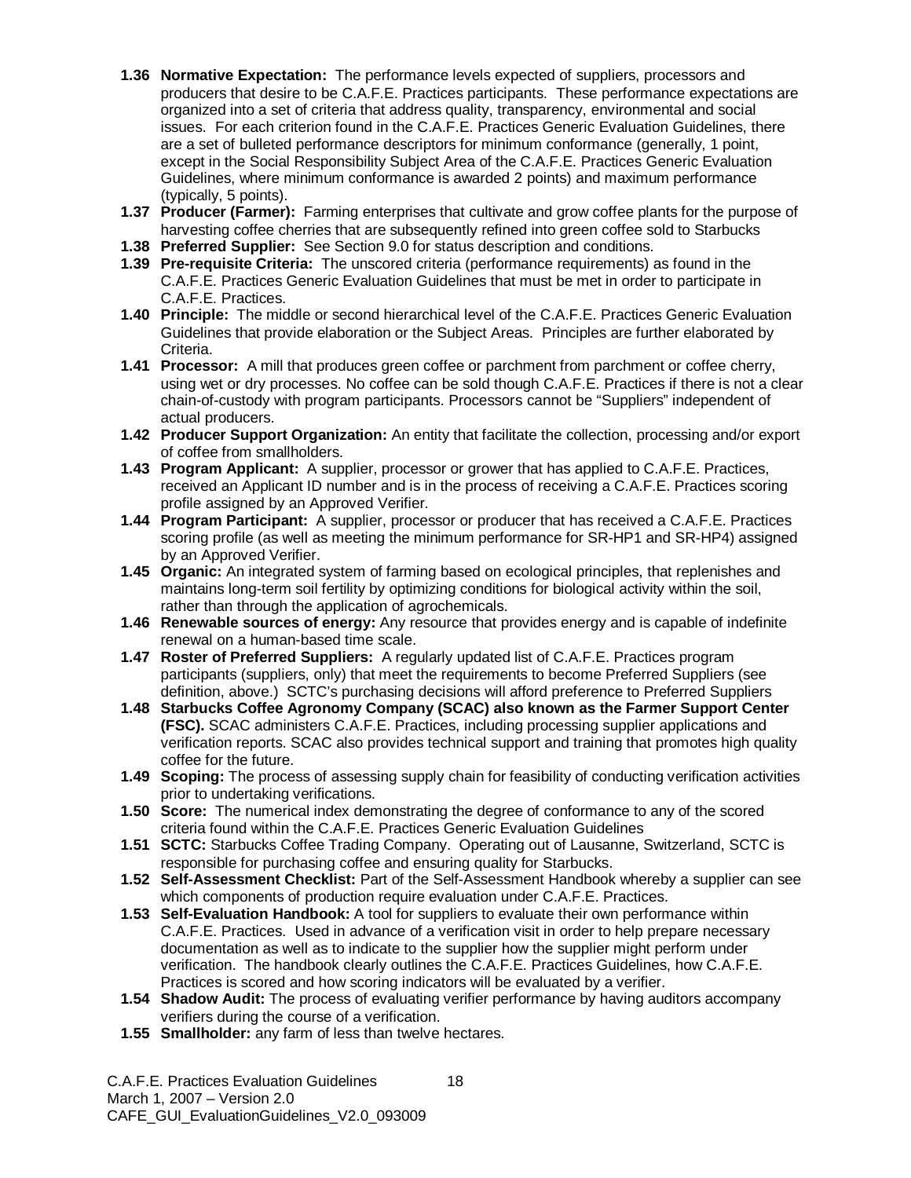- **1.36 Normative Expectation:** The performance levels expected of suppliers, processors and producers that desire to be C.A.F.E. Practices participants. These performance expectations are organized into a set of criteria that address quality, transparency, environmental and social issues. For each criterion found in the C.A.F.E. Practices Generic Evaluation Guidelines, there are a set of bulleted performance descriptors for minimum conformance (generally, 1 point, except in the Social Responsibility Subject Area of the C.A.F.E. Practices Generic Evaluation Guidelines, where minimum conformance is awarded 2 points) and maximum performance (typically, 5 points).
- **1.37 Producer (Farmer):** Farming enterprises that cultivate and grow coffee plants for the purpose of harvesting coffee cherries that are subsequently refined into green coffee sold to Starbucks
- **1.38 Preferred Supplier:** See Section 9.0 for status description and conditions.
- **1.39 Pre-requisite Criteria:** The unscored criteria (performance requirements) as found in the C.A.F.E. Practices Generic Evaluation Guidelines that must be met in order to participate in C.A.F.E. Practices.
- **1.40 Principle:** The middle or second hierarchical level of the C.A.F.E. Practices Generic Evaluation Guidelines that provide elaboration or the Subject Areas. Principles are further elaborated by Criteria.
- **1.41 Processor:** A mill that produces green coffee or parchment from parchment or coffee cherry, using wet or dry processes. No coffee can be sold though C.A.F.E. Practices if there is not a clear chain-of-custody with program participants. Processors cannot be "Suppliers" independent of actual producers.
- **1.42 Producer Support Organization:** An entity that facilitate the collection, processing and/or export of coffee from smallholders.
- **1.43 Program Applicant:** A supplier, processor or grower that has applied to C.A.F.E. Practices, received an Applicant ID number and is in the process of receiving a C.A.F.E. Practices scoring profile assigned by an Approved Verifier.
- **1.44 Program Participant:** A supplier, processor or producer that has received a C.A.F.E. Practices scoring profile (as well as meeting the minimum performance for SR-HP1 and SR-HP4) assigned by an Approved Verifier.
- **1.45 Organic:** An integrated system of farming based on ecological principles, that replenishes and maintains long-term soil fertility by optimizing conditions for biological activity within the soil, rather than through the application of agrochemicals.
- **1.46 Renewable sources of energy:** Any resource that provides energy and is capable of indefinite renewal on a human-based time scale.
- **1.47 Roster of Preferred Suppliers:** A regularly updated list of C.A.F.E. Practices program participants (suppliers, only) that meet the requirements to become Preferred Suppliers (see definition, above.) SCTC's purchasing decisions will afford preference to Preferred Suppliers
- **1.48 Starbucks Coffee Agronomy Company (SCAC) also known as the Farmer Support Center (FSC).** SCAC administers C.A.F.E. Practices, including processing supplier applications and verification reports. SCAC also provides technical support and training that promotes high quality coffee for the future.
- **1.49 Scoping:** The process of assessing supply chain for feasibility of conducting verification activities prior to undertaking verifications.
- **1.50 Score:** The numerical index demonstrating the degree of conformance to any of the scored criteria found within the C.A.F.E. Practices Generic Evaluation Guidelines
- **1.51 SCTC:** Starbucks Coffee Trading Company. Operating out of Lausanne, Switzerland, SCTC is responsible for purchasing coffee and ensuring quality for Starbucks.
- **1.52 Self-Assessment Checklist:** Part of the Self-Assessment Handbook whereby a supplier can see which components of production require evaluation under C.A.F.E. Practices.
- **1.53 Self-Evaluation Handbook:** A tool for suppliers to evaluate their own performance within C.A.F.E. Practices. Used in advance of a verification visit in order to help prepare necessary documentation as well as to indicate to the supplier how the supplier might perform under verification. The handbook clearly outlines the C.A.F.E. Practices Guidelines, how C.A.F.E. Practices is scored and how scoring indicators will be evaluated by a verifier.
- **1.54 Shadow Audit:** The process of evaluating verifier performance by having auditors accompany verifiers during the course of a verification.
- **1.55 Smallholder:** any farm of less than twelve hectares.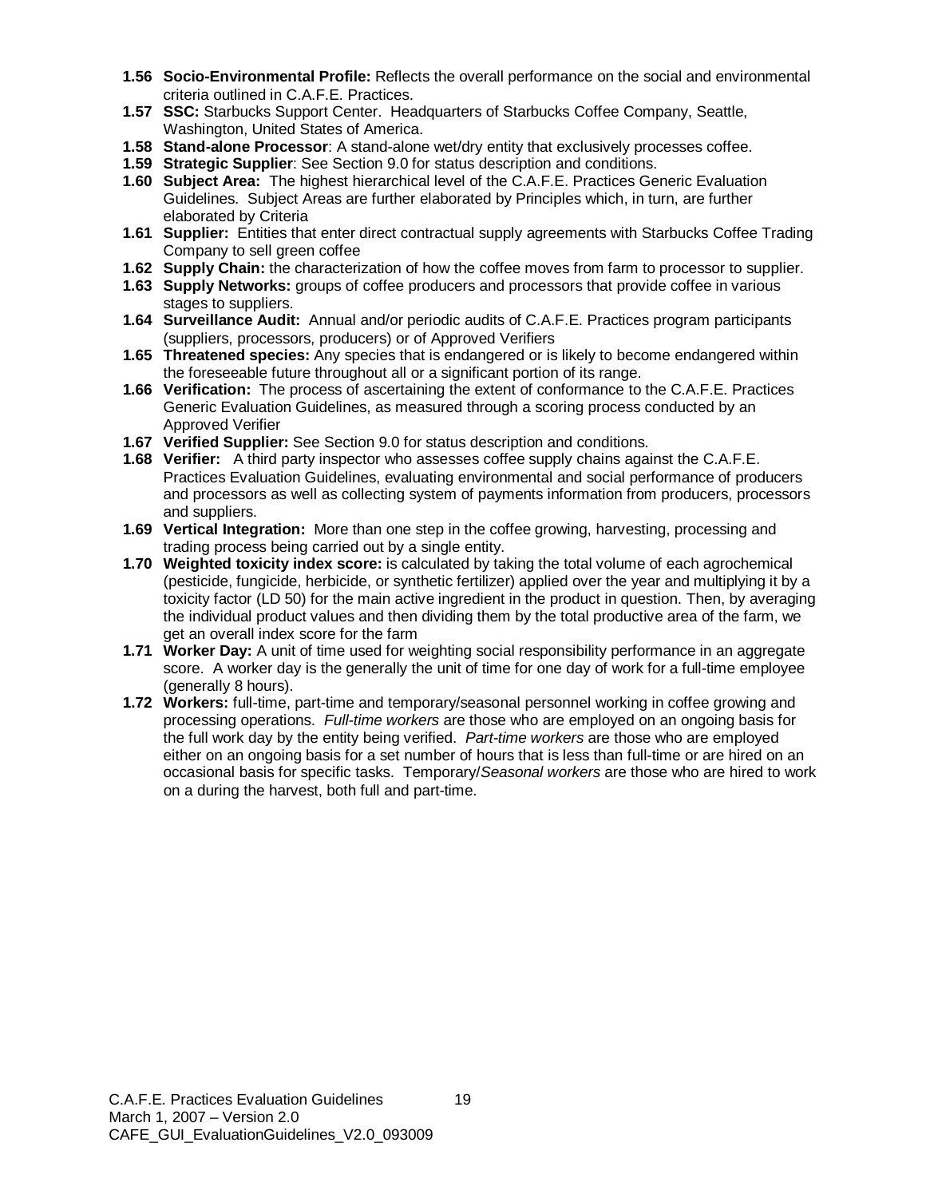**1.56 Socio-Environmental Profile:** Reflects the overall performance on the social and environmental criteria outlined in C.A.F.E. Practices.

**1.57 SSC:** Starbucks Support Center. Headquarters of Starbucks Coffee Company, Seattle, Washington, United States of America.

**1.58 Stand-alone Processor**: A stand-alone wet/dry entity that exclusively processes coffee.

**1.59 Strategic Supplier**: See Section 9.0 for status description and conditions.

**1.60 Subject Area:** The highest hierarchical level of the C.A.F.E. Practices Generic Evaluation Guidelines. Subject Areas are further elaborated by Principles which, in turn, are further elaborated by Criteria

**1.61 Supplier:** Entities that enter direct contractual supply agreements with Starbucks Coffee Trading Company to sell green coffee

**1.62 Supply Chain:** the characterization of how the coffee moves from farm to processor to supplier.

**1.63 Supply Networks:** groups of coffee producers and processors that provide coffee in various stages to suppliers.

**1.64 Surveillance Audit:** Annual and/or periodic audits of C.A.F.E. Practices program participants (suppliers, processors, producers) or of Approved Verifiers

**1.65 Threatened species:** Any species that is endangered or is likely to become endangered within the foreseeable future throughout all or a significant portion of its range.

**1.66 Verification:** The process of ascertaining the extent of conformance to the C.A.F.E. Practices Generic Evaluation Guidelines, as measured through a scoring process conducted by an Approved Verifier

**1.67 Verified Supplier:** See Section 9.0 for status description and conditions.

**1.68 Verifier:** A third party inspector who assesses coffee supply chains against the C.A.F.E. Practices Evaluation Guidelines, evaluating environmental and social performance of producers and processors as well as collecting system of payments information from producers, processors and suppliers.

**1.69 Vertical Integration:** More than one step in the coffee growing, harvesting, processing and trading process being carried out by a single entity.

**1.70 Weighted toxicity index score:** is calculated by taking the total volume of each agrochemical (pesticide, fungicide, herbicide, or synthetic fertilizer) applied over the year and multiplying it by a toxicity factor (LD 50) for the main active ingredient in the product in question. Then, by averaging the individual product values and then dividing them by the total productive area of the farm, we get an overall index score for the farm

**1.71 Worker Day:** A unit of time used for weighting social responsibility performance in an aggregate score. A worker day is the generally the unit of time for one day of work for a full-time employee (generally 8 hours).

**1.72 Workers:** full-time, part-time and temporary/seasonal personnel working in coffee growing and processing operations. *Full-time workers* are those who are employed on an ongoing basis for the full work day by the entity being verified. *Part-time workers* are those who are employed either on an ongoing basis for a set number of hours that is less than full-time or are hired on an occasional basis for specific tasks. Temporary/*Seasonal workers* are those who are hired to work on a during the harvest, both full and part-time.